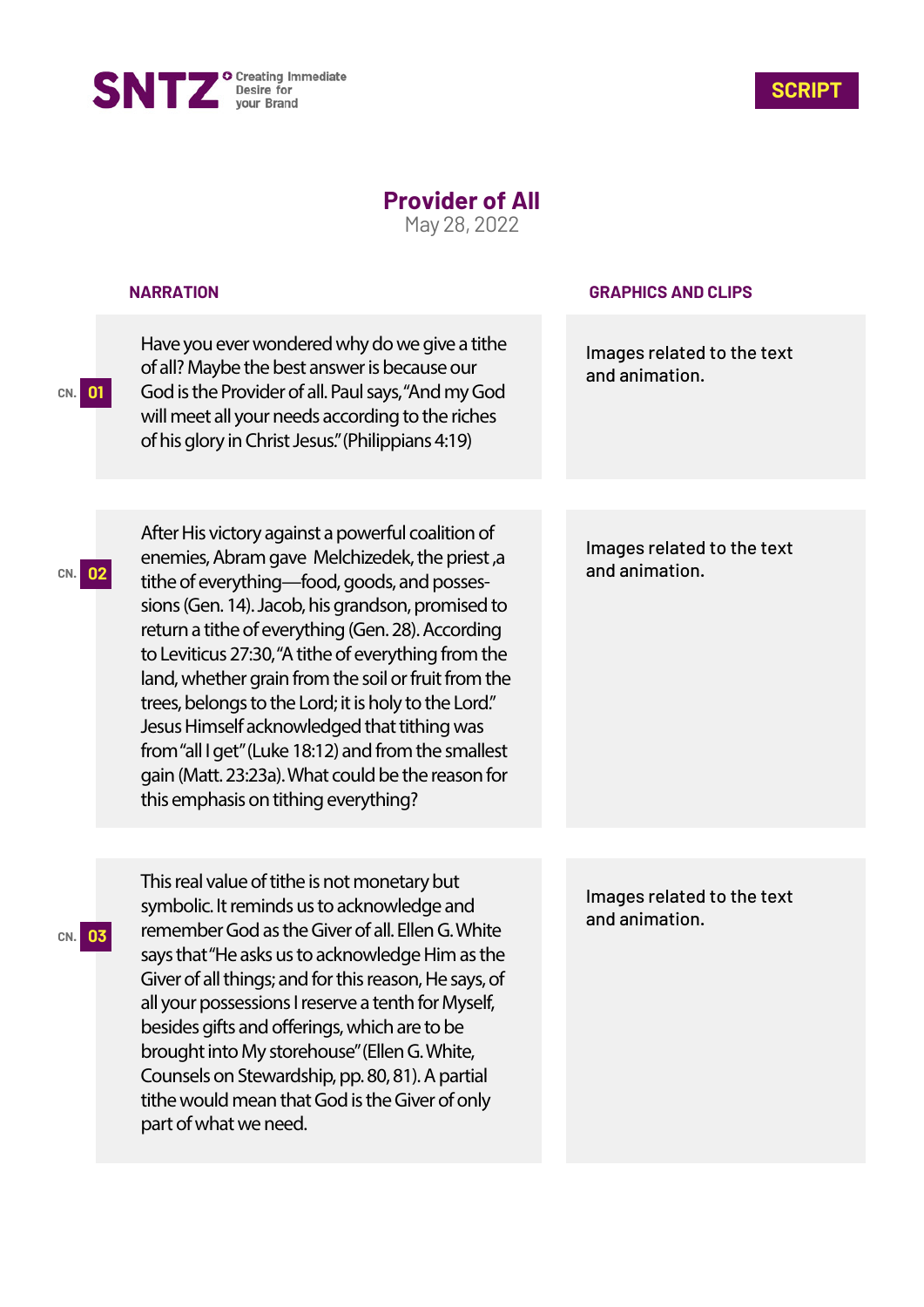SNTZ Creating Immediate Desire for your Brand

SCRIPT

# Provider of All

May 28, 2022

| CN. | NARRATION | GRAPHICS AND CLIPS |
|---|---|---|
| 01 | Have you ever wondered why do we give a tithe of all? Maybe the best answer is because our God is the Provider of all. Paul says, "And my God will meet all your needs according to the riches of his glory in Christ Jesus." (Philippians 4:19) | Images related to the text and animation. |
| 02 | After His victory against a powerful coalition of enemies, Abram gave Melchizedek, the priest ,a tithe of everything—food, goods, and possessions (Gen. 14). Jacob, his grandson, promised to return a tithe of everything (Gen. 28). According to Leviticus 27:30, "A tithe of everything from the land, whether grain from the soil or fruit from the trees, belongs to the Lord; it is holy to the Lord." Jesus Himself acknowledged that tithing was from "all I get" (Luke 18:12) and from the smallest gain (Matt. 23:23a). What could be the reason for this emphasis on tithing everything? | Images related to the text and animation. |
| 03 | This real value of tithe is not monetary but symbolic. It reminds us to acknowledge and remember God as the Giver of all. Ellen G. White says that "He asks us to acknowledge Him as the Giver of all things; and for this reason, He says, of all your possessions I reserve a tenth for Myself, besides gifts and offerings, which are to be brought into My storehouse" (Ellen G. White, Counsels on Stewardship, pp. 80, 81). A partial tithe would mean that God is the Giver of only part of what we need. | Images related to the text and animation. |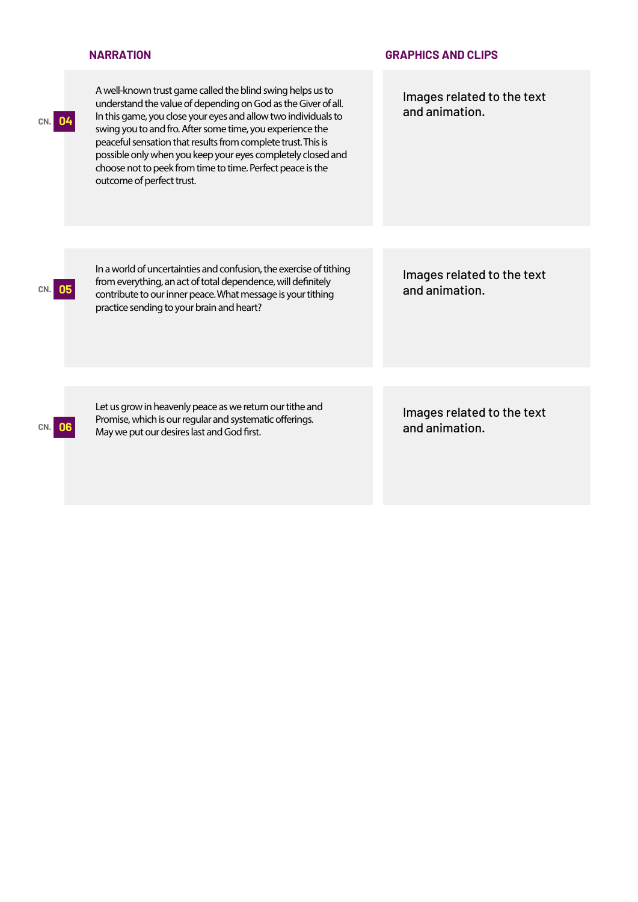| | NARRATION | GRAPHICS AND CLIPS |
|---|---|---|
| CN. 04 | A well-known trust game called the blind swing helps us to understand the value of depending on God as the Giver of all. In this game, you close your eyes and allow two individuals to swing you to and fro. After some time, you experience the peaceful sensation that results from complete trust. This is possible only when you keep your eyes completely closed and choose not to peek from time to time. Perfect peace is the outcome of perfect trust. | Images related to the text and animation. |
| CN. 05 | In a world of uncertainties and confusion, the exercise of tithing from everything, an act of total dependence, will definitely contribute to our inner peace. What message is your tithing practice sending to your brain and heart? | Images related to the text and animation. |
| CN. 06 | Let us grow in heavenly peace as we return our tithe and Promise, which is our regular and systematic offerings. May we put our desires last and God first. | Images related to the text and animation. |